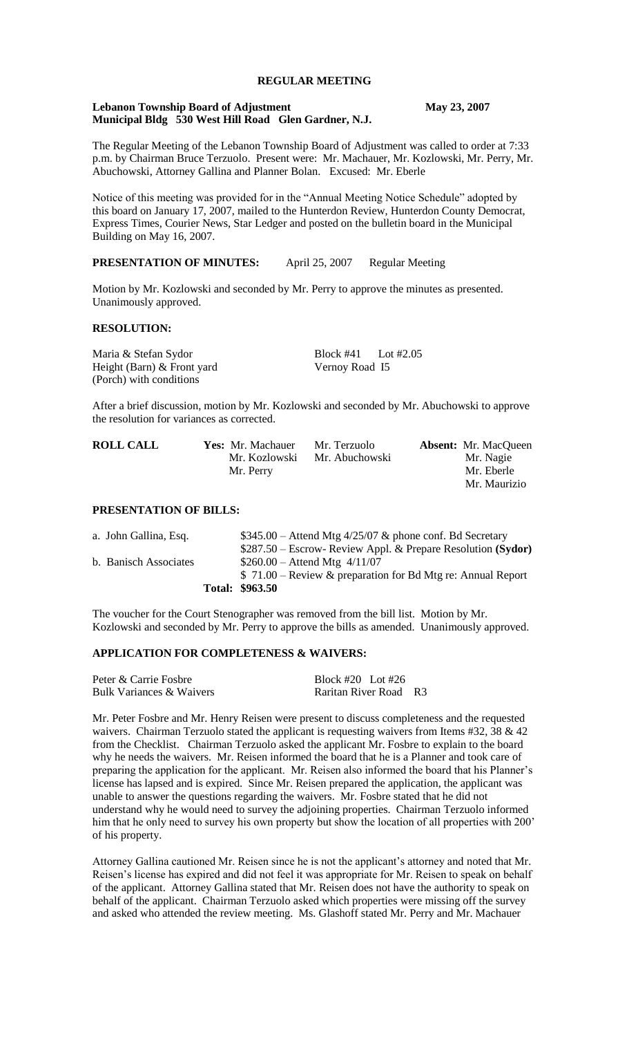# REGULAR MEETING

**Lebanon Township Board of Adjustment** **May 23, 2007**
**Municipal Bldg 530 West Hill Road Glen Gardner, N.J.**

The Regular Meeting of the Lebanon Township Board of Adjustment was called to order at 7:33 p.m. by Chairman Bruce Terzuolo. Present were: Mr. Machauer, Mr. Kozlowski, Mr. Perry, Mr. Abuchowski, Attorney Gallina and Planner Bolan. Excused: Mr. Eberle

Notice of this meeting was provided for in the "Annual Meeting Notice Schedule" adopted by this board on January 17, 2007, mailed to the Hunterdon Review, Hunterdon County Democrat, Express Times, Courier News, Star Ledger and posted on the bulletin board in the Municipal Building on May 16, 2007.

**PRESENTATION OF MINUTES:** April 25, 2007 Regular Meeting

Motion by Mr. Kozlowski and seconded by Mr. Perry to approve the minutes as presented. Unanimously approved.

**RESOLUTION:**

Maria & Stefan Sydor — Block #41 Lot #2.05
Height (Barn) & Front yard — Vernoy Road I5
(Porch) with conditions

After a brief discussion, motion by Mr. Kozlowski and seconded by Mr. Abuchowski to approve the resolution for variances as corrected.

| ROLL CALL | Yes: | | Absent: |
|---|---|---|---|
| | Mr. Machauer | Mr. Terzuolo | Mr. MacQueen |
| | Mr. Kozlowski | Mr. Abuchowski | Mr. Nagie |
| | Mr. Perry | | Mr. Eberle |
| | | | Mr. Maurizio |

**PRESENTATION OF BILLS:**

| | |
|---|---|
| a. John Gallina, Esq. | $345.00 – Attend Mtg 4/25/07 & phone conf. Bd Secretary |
| | $287.50 – Escrow- Review Appl. & Prepare Resolution **(Sydor)** |
| b. Banisch Associates | $260.00 – Attend Mtg 4/11/07 |
| | $ 71.00 – Review & preparation for Bd Mtg re: Annual Report |
| **Total:** | **$963.50** |

The voucher for the Court Stenographer was removed from the bill list. Motion by Mr. Kozlowski and seconded by Mr. Perry to approve the bills as amended. Unanimously approved.

**APPLICATION FOR COMPLETENESS & WAIVERS:**

Peter & Carrie Fosbre — Block #20 Lot #26
Bulk Variances & Waivers — Raritan River Road R3

Mr. Peter Fosbre and Mr. Henry Reisen were present to discuss completeness and the requested waivers. Chairman Terzuolo stated the applicant is requesting waivers from Items #32, 38 & 42 from the Checklist. Chairman Terzuolo asked the applicant Mr. Fosbre to explain to the board why he needs the waivers. Mr. Reisen informed the board that he is a Planner and took care of preparing the application for the applicant. Mr. Reisen also informed the board that his Planner's license has lapsed and is expired. Since Mr. Reisen prepared the application, the applicant was unable to answer the questions regarding the waivers. Mr. Fosbre stated that he did not understand why he would need to survey the adjoining properties. Chairman Terzuolo informed him that he only need to survey his own property but show the location of all properties with 200' of his property.

Attorney Gallina cautioned Mr. Reisen since he is not the applicant's attorney and noted that Mr. Reisen's license has expired and did not feel it was appropriate for Mr. Reisen to speak on behalf of the applicant. Attorney Gallina stated that Mr. Reisen does not have the authority to speak on behalf of the applicant. Chairman Terzuolo asked which properties were missing off the survey and asked who attended the review meeting. Ms. Glashoff stated Mr. Perry and Mr. Machauer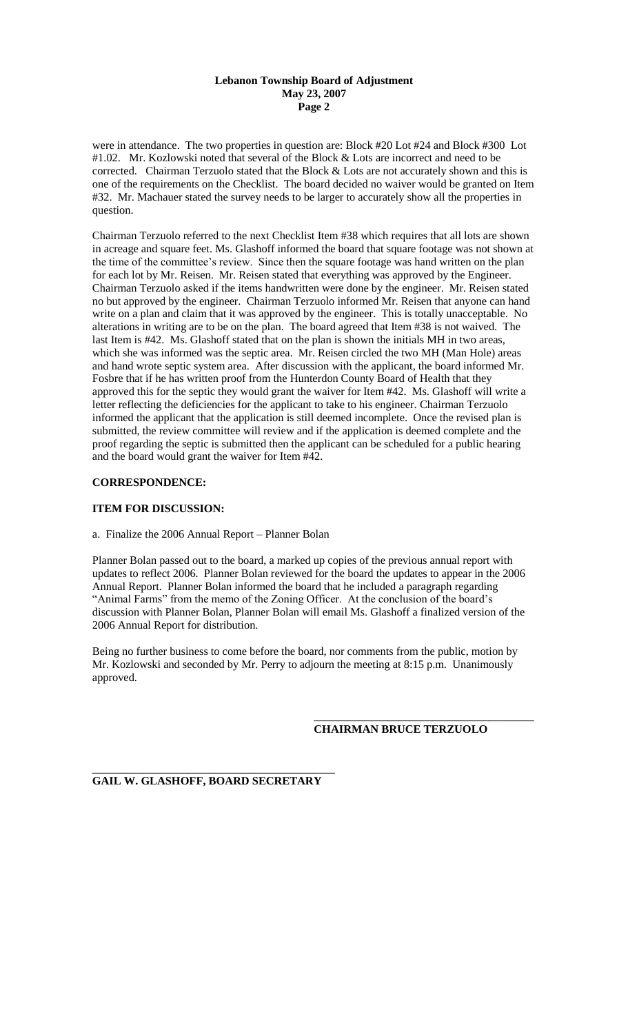were in attendance. The two properties in question are: Block #20 Lot #24 and Block #300 Lot #1.02. Mr. Kozlowski noted that several of the Block & Lots are incorrect and need to be corrected. Chairman Terzuolo stated that the Block & Lots are not accurately shown and this is one of the requirements on the Checklist. The board decided no waiver would be granted on Item #32. Mr. Machauer stated the survey needs to be larger to accurately show all the properties in question.

Chairman Terzuolo referred to the next Checklist Item #38 which requires that all lots are shown in acreage and square feet. Ms. Glashoff informed the board that square footage was not shown at the time of the committee's review. Since then the square footage was hand written on the plan for each lot by Mr. Reisen. Mr. Reisen stated that everything was approved by the Engineer. Chairman Terzuolo asked if the items handwritten were done by the engineer. Mr. Reisen stated no but approved by the engineer. Chairman Terzuolo informed Mr. Reisen that anyone can hand write on a plan and claim that it was approved by the engineer. This is totally unacceptable. No alterations in writing are to be on the plan. The board agreed that Item #38 is not waived. The last Item is #42. Ms. Glashoff stated that on the plan is shown the initials MH in two areas, which she was informed was the septic area. Mr. Reisen circled the two MH (Man Hole) areas and hand wrote septic system area. After discussion with the applicant, the board informed Mr. Fosbre that if he has written proof from the Hunterdon County Board of Health that they approved this for the septic they would grant the waiver for Item #42. Ms. Glashoff will write a letter reflecting the deficiencies for the applicant to take to his engineer. Chairman Terzuolo informed the applicant that the application is still deemed incomplete. Once the revised plan is submitted, the review committee will review and if the application is deemed complete and the proof regarding the septic is submitted then the applicant can be scheduled for a public hearing and the board would grant the waiver for Item #42.

**CORRESPONDENCE:**

**ITEM FOR DISCUSSION:**

a. Finalize the 2006 Annual Report – Planner Bolan

Planner Bolan passed out to the board, a marked up copies of the previous annual report with updates to reflect 2006. Planner Bolan reviewed for the board the updates to appear in the 2006 Annual Report. Planner Bolan informed the board that he included a paragraph regarding "Animal Farms" from the memo of the Zoning Officer. At the conclusion of the board's discussion with Planner Bolan, Planner Bolan will email Ms. Glashoff a finalized version of the 2006 Annual Report for distribution.

Being no further business to come before the board, nor comments from the public, motion by Mr. Kozlowski and seconded by Mr. Perry to adjourn the meeting at 8:15 p.m. Unanimously approved.

\_\_\_\_\_\_\_\_\_\_\_\_\_\_\_\_\_\_\_\_\_\_\_\_\_\_\_\_\_\_\_\_\_\_\_\_\_\_\_\_
**CHAIRMAN BRUCE TERZUOLO**

\_\_\_\_\_\_\_\_\_\_\_\_\_\_\_\_\_\_\_\_\_\_\_\_\_\_\_\_\_\_\_\_\_\_\_\_\_\_\_\_
**GAIL W. GLASHOFF, BOARD SECRETARY**